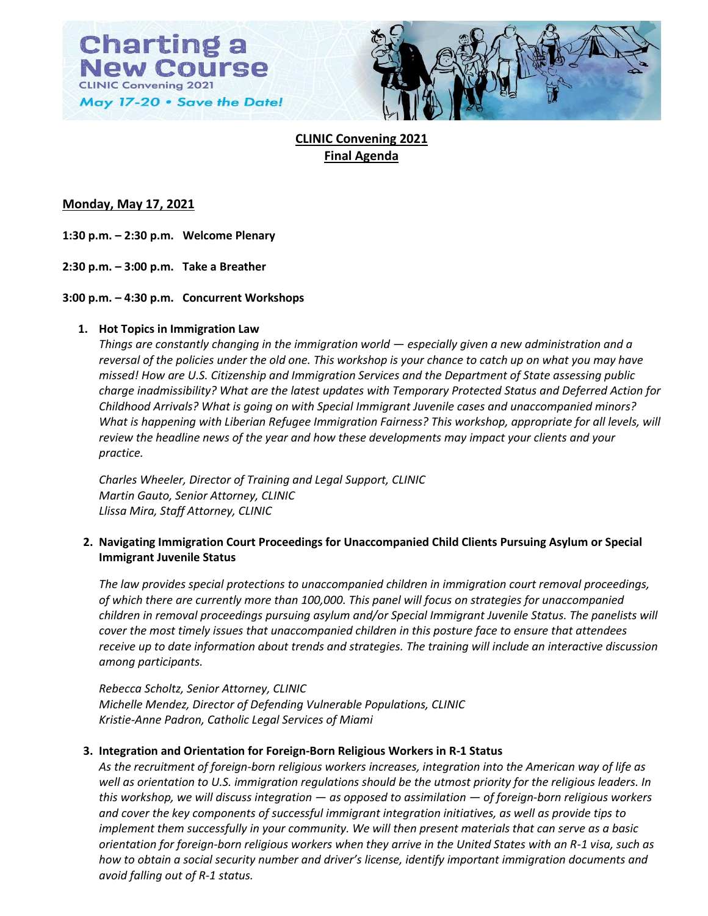Charting a New Course
CLINIC Convening 2021
May 17-20 • Save the Date!

# CLINIC Convening 2021
## Final Agenda

### Monday, May 17, 2021

**1:30 p.m. – 2:30 p.m. Welcome Plenary**

**2:30 p.m. – 3:00 p.m. Take a Breather**

**3:00 p.m. – 4:30 p.m. Concurrent Workshops**

1. **Hot Topics in Immigration Law**
   *Things are constantly changing in the immigration world — especially given a new administration and a reversal of the policies under the old one. This workshop is your chance to catch up on what you may have missed! How are U.S. Citizenship and Immigration Services and the Department of State assessing public charge inadmissibility? What are the latest updates with Temporary Protected Status and Deferred Action for Childhood Arrivals? What is going on with Special Immigrant Juvenile cases and unaccompanied minors? What is happening with Liberian Refugee Immigration Fairness? This workshop, appropriate for all levels, will review the headline news of the year and how these developments may impact your clients and your practice.*

   *Charles Wheeler, Director of Training and Legal Support, CLINIC*
   *Martin Gauto, Senior Attorney, CLINIC*
   *Llissa Mira, Staff Attorney, CLINIC*

2. **Navigating Immigration Court Proceedings for Unaccompanied Child Clients Pursuing Asylum or Special Immigrant Juvenile Status**

   *The law provides special protections to unaccompanied children in immigration court removal proceedings, of which there are currently more than 100,000. This panel will focus on strategies for unaccompanied children in removal proceedings pursuing asylum and/or Special Immigrant Juvenile Status. The panelists will cover the most timely issues that unaccompanied children in this posture face to ensure that attendees receive up to date information about trends and strategies. The training will include an interactive discussion among participants.*

   *Rebecca Scholtz, Senior Attorney, CLINIC*
   *Michelle Mendez, Director of Defending Vulnerable Populations, CLINIC*
   *Kristie-Anne Padron, Catholic Legal Services of Miami*

3. **Integration and Orientation for Foreign-Born Religious Workers in R-1 Status**
   *As the recruitment of foreign-born religious workers increases, integration into the American way of life as well as orientation to U.S. immigration regulations should be the utmost priority for the religious leaders. In this workshop, we will discuss integration — as opposed to assimilation — of foreign-born religious workers and cover the key components of successful immigrant integration initiatives, as well as provide tips to implement them successfully in your community. We will then present materials that can serve as a basic orientation for foreign-born religious workers when they arrive in the United States with an R-1 visa, such as how to obtain a social security number and driver's license, identify important immigration documents and avoid falling out of R-1 status.*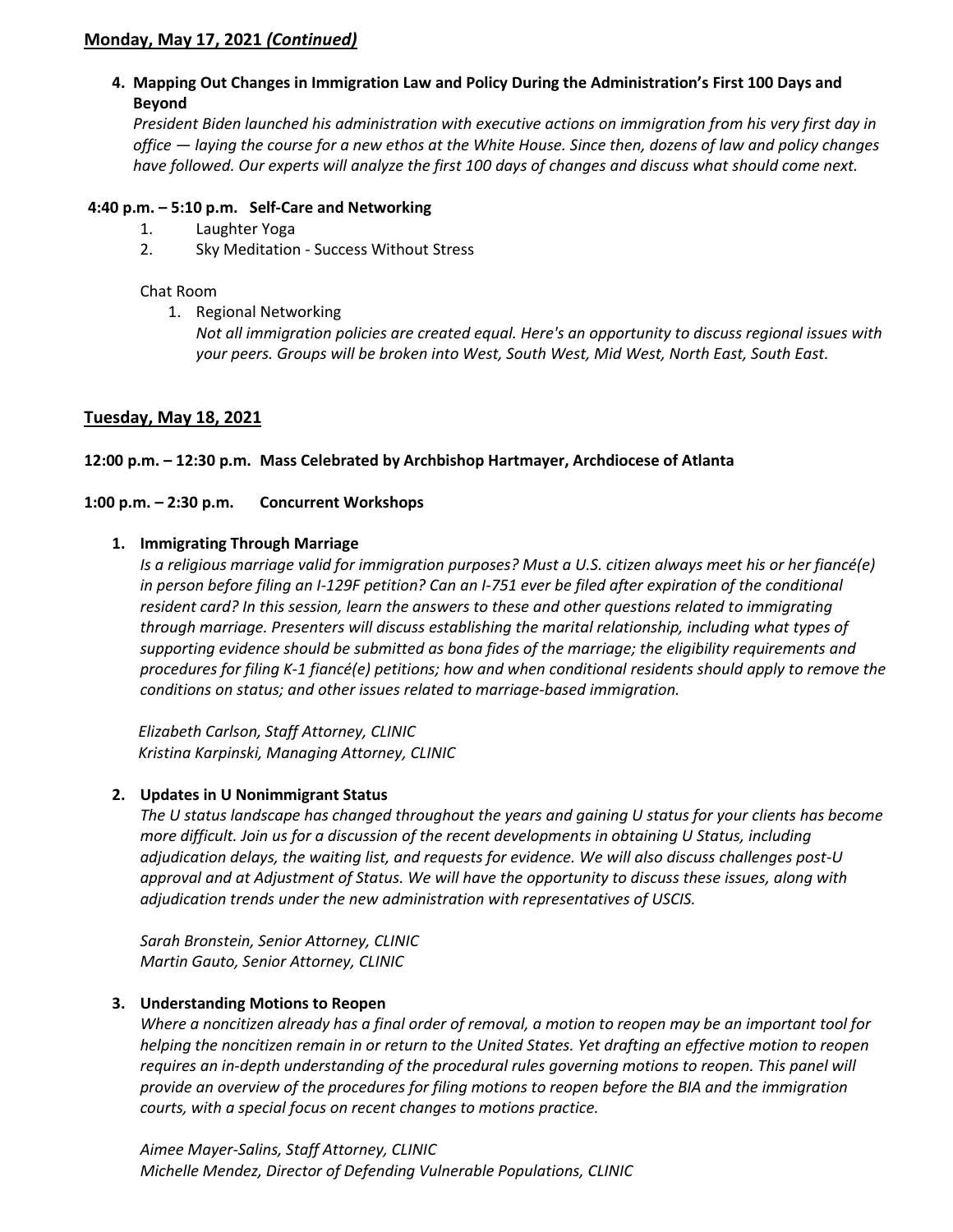## Monday, May 17, 2021 *(Continued)*

4. **Mapping Out Changes in Immigration Law and Policy During the Administration's First 100 Days and Beyond**
   *President Biden launched his administration with executive actions on immigration from his very first day in office — laying the course for a new ethos at the White House. Since then, dozens of law and policy changes have followed. Our experts will analyze the first 100 days of changes and discuss what should come next.*

**4:40 p.m. – 5:10 p.m. Self-Care and Networking**

1. Laughter Yoga
2. Sky Meditation - Success Without Stress

Chat Room

1. Regional Networking
   *Not all immigration policies are created equal. Here's an opportunity to discuss regional issues with your peers. Groups will be broken into West, South West, Mid West, North East, South East.*

## Tuesday, May 18, 2021

**12:00 p.m. – 12:30 p.m. Mass Celebrated by Archbishop Hartmayer, Archdiocese of Atlanta**

**1:00 p.m. – 2:30 p.m. Concurrent Workshops**

1. **Immigrating Through Marriage**
   *Is a religious marriage valid for immigration purposes? Must a U.S. citizen always meet his or her fiancé(e) in person before filing an I-129F petition? Can an I-751 ever be filed after expiration of the conditional resident card? In this session, learn the answers to these and other questions related to immigrating through marriage. Presenters will discuss establishing the marital relationship, including what types of supporting evidence should be submitted as bona fides of the marriage; the eligibility requirements and procedures for filing K-1 fiancé(e) petitions; how and when conditional residents should apply to remove the conditions on status; and other issues related to marriage-based immigration.*

   *Elizabeth Carlson, Staff Attorney, CLINIC*
   *Kristina Karpinski, Managing Attorney, CLINIC*

2. **Updates in U Nonimmigrant Status**
   *The U status landscape has changed throughout the years and gaining U status for your clients has become more difficult. Join us for a discussion of the recent developments in obtaining U Status, including adjudication delays, the waiting list, and requests for evidence. We will also discuss challenges post-U approval and at Adjustment of Status. We will have the opportunity to discuss these issues, along with adjudication trends under the new administration with representatives of USCIS.*

   *Sarah Bronstein, Senior Attorney, CLINIC*
   *Martin Gauto, Senior Attorney, CLINIC*

3. **Understanding Motions to Reopen**
   *Where a noncitizen already has a final order of removal, a motion to reopen may be an important tool for helping the noncitizen remain in or return to the United States. Yet drafting an effective motion to reopen requires an in-depth understanding of the procedural rules governing motions to reopen. This panel will provide an overview of the procedures for filing motions to reopen before the BIA and the immigration courts, with a special focus on recent changes to motions practice.*

   *Aimee Mayer-Salins, Staff Attorney, CLINIC*
   *Michelle Mendez, Director of Defending Vulnerable Populations, CLINIC*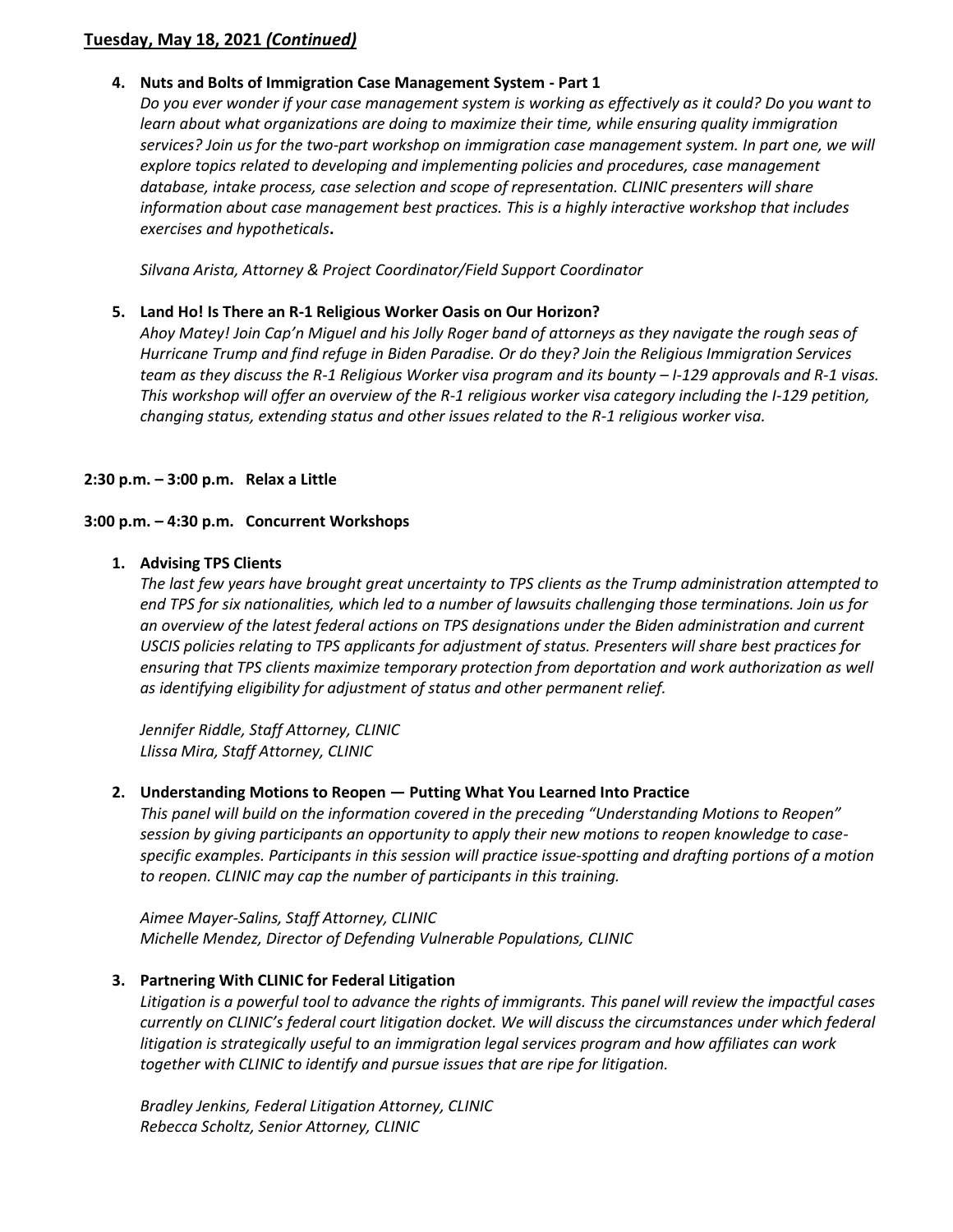## Tuesday, May 18, 2021 *(Continued)*

4. **Nuts and Bolts of Immigration Case Management System - Part 1**
   *Do you ever wonder if your case management system is working as effectively as it could? Do you want to learn about what organizations are doing to maximize their time, while ensuring quality immigration services? Join us for the two-part workshop on immigration case management system. In part one, we will explore topics related to developing and implementing policies and procedures, case management database, intake process, case selection and scope of representation. CLINIC presenters will share information about case management best practices. This is a highly interactive workshop that includes exercises and hypotheticals***.**

   *Silvana Arista, Attorney & Project Coordinator/Field Support Coordinator*

5. **Land Ho! Is There an R-1 Religious Worker Oasis on Our Horizon?**
   *Ahoy Matey! Join Cap'n Miguel and his Jolly Roger band of attorneys as they navigate the rough seas of Hurricane Trump and find refuge in Biden Paradise. Or do they? Join the Religious Immigration Services team as they discuss the R-1 Religious Worker visa program and its bounty – I-129 approvals and R-1 visas. This workshop will offer an overview of the R-1 religious worker visa category including the I-129 petition, changing status, extending status and other issues related to the R-1 religious worker visa.*

**2:30 p.m. – 3:00 p.m. Relax a Little**

**3:00 p.m. – 4:30 p.m. Concurrent Workshops**

1. **Advising TPS Clients**
   *The last few years have brought great uncertainty to TPS clients as the Trump administration attempted to end TPS for six nationalities, which led to a number of lawsuits challenging those terminations. Join us for an overview of the latest federal actions on TPS designations under the Biden administration and current USCIS policies relating to TPS applicants for adjustment of status. Presenters will share best practices for ensuring that TPS clients maximize temporary protection from deportation and work authorization as well as identifying eligibility for adjustment of status and other permanent relief.*

   *Jennifer Riddle, Staff Attorney, CLINIC*
   *Llissa Mira, Staff Attorney, CLINIC*

2. **Understanding Motions to Reopen — Putting What You Learned Into Practice**
   *This panel will build on the information covered in the preceding "Understanding Motions to Reopen" session by giving participants an opportunity to apply their new motions to reopen knowledge to case-specific examples. Participants in this session will practice issue-spotting and drafting portions of a motion to reopen. CLINIC may cap the number of participants in this training.*

   *Aimee Mayer-Salins, Staff Attorney, CLINIC*
   *Michelle Mendez, Director of Defending Vulnerable Populations, CLINIC*

3. **Partnering With CLINIC for Federal Litigation**
   *Litigation is a powerful tool to advance the rights of immigrants. This panel will review the impactful cases currently on CLINIC's federal court litigation docket. We will discuss the circumstances under which federal litigation is strategically useful to an immigration legal services program and how affiliates can work together with CLINIC to identify and pursue issues that are ripe for litigation.*

   *Bradley Jenkins, Federal Litigation Attorney, CLINIC*
   *Rebecca Scholtz, Senior Attorney, CLINIC*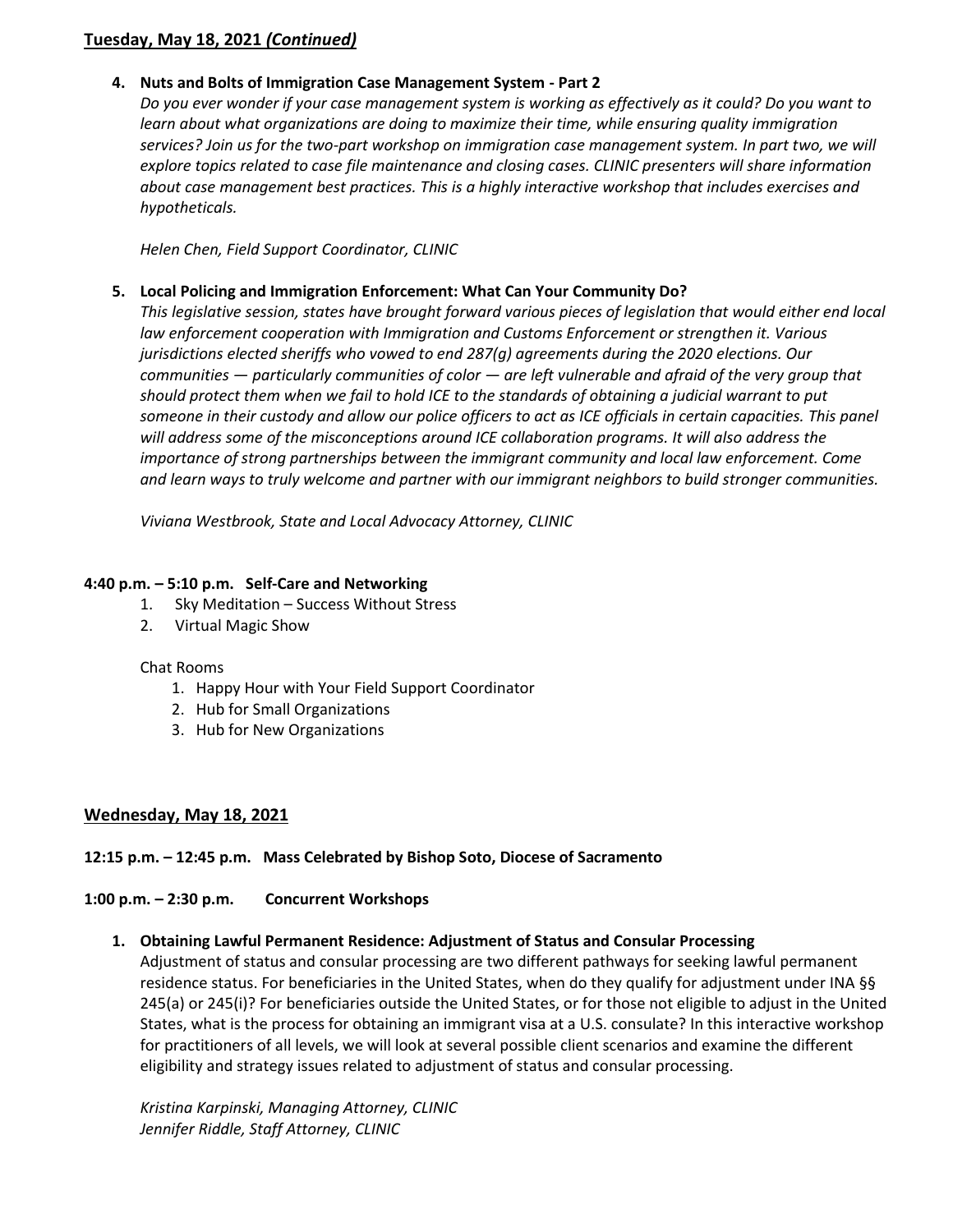## Tuesday, May 18, 2021 *(Continued)*

4. **Nuts and Bolts of Immigration Case Management System - Part 2**
   *Do you ever wonder if your case management system is working as effectively as it could? Do you want to learn about what organizations are doing to maximize their time, while ensuring quality immigration services? Join us for the two-part workshop on immigration case management system. In part two, we will explore topics related to case file maintenance and closing cases. CLINIC presenters will share information about case management best practices. This is a highly interactive workshop that includes exercises and hypotheticals.*

   *Helen Chen, Field Support Coordinator, CLINIC*

5. **Local Policing and Immigration Enforcement: What Can Your Community Do?**
   *This legislative session, states have brought forward various pieces of legislation that would either end local law enforcement cooperation with Immigration and Customs Enforcement or strengthen it. Various jurisdictions elected sheriffs who vowed to end 287(g) agreements during the 2020 elections. Our communities — particularly communities of color — are left vulnerable and afraid of the very group that should protect them when we fail to hold ICE to the standards of obtaining a judicial warrant to put someone in their custody and allow our police officers to act as ICE officials in certain capacities. This panel will address some of the misconceptions around ICE collaboration programs. It will also address the importance of strong partnerships between the immigrant community and local law enforcement. Come and learn ways to truly welcome and partner with our immigrant neighbors to build stronger communities.*

   *Viviana Westbrook, State and Local Advocacy Attorney, CLINIC*

**4:40 p.m. – 5:10 p.m. Self-Care and Networking**

1. Sky Meditation – Success Without Stress
2. Virtual Magic Show

Chat Rooms

1. Happy Hour with Your Field Support Coordinator
2. Hub for Small Organizations
3. Hub for New Organizations

## Wednesday, May 18, 2021

**12:15 p.m. – 12:45 p.m. Mass Celebrated by Bishop Soto, Diocese of Sacramento**

**1:00 p.m. – 2:30 p.m. Concurrent Workshops**

1. **Obtaining Lawful Permanent Residence: Adjustment of Status and Consular Processing**
   Adjustment of status and consular processing are two different pathways for seeking lawful permanent residence status. For beneficiaries in the United States, when do they qualify for adjustment under INA §§ 245(a) or 245(i)? For beneficiaries outside the United States, or for those not eligible to adjust in the United States, what is the process for obtaining an immigrant visa at a U.S. consulate? In this interactive workshop for practitioners of all levels, we will look at several possible client scenarios and examine the different eligibility and strategy issues related to adjustment of status and consular processing.

   *Kristina Karpinski, Managing Attorney, CLINIC*
   *Jennifer Riddle, Staff Attorney, CLINIC*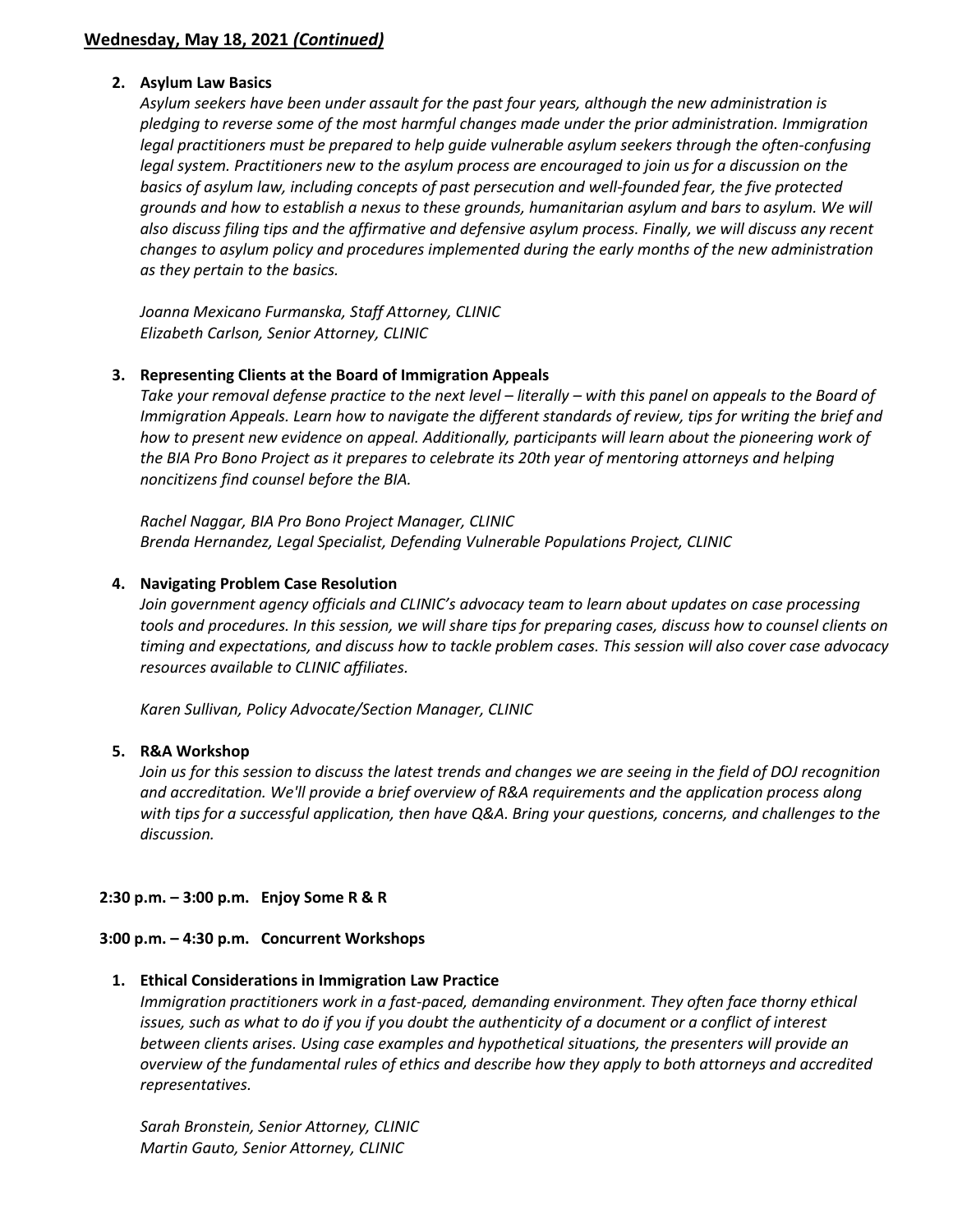## Wednesday, May 18, 2021 *(Continued)*

2. **Asylum Law Basics**

   *Asylum seekers have been under assault for the past four years, although the new administration is pledging to reverse some of the most harmful changes made under the prior administration. Immigration legal practitioners must be prepared to help guide vulnerable asylum seekers through the often-confusing legal system. Practitioners new to the asylum process are encouraged to join us for a discussion on the basics of asylum law, including concepts of past persecution and well-founded fear, the five protected grounds and how to establish a nexus to these grounds, humanitarian asylum and bars to asylum. We will also discuss filing tips and the affirmative and defensive asylum process. Finally, we will discuss any recent changes to asylum policy and procedures implemented during the early months of the new administration as they pertain to the basics.*

   *Joanna Mexicano Furmanska, Staff Attorney, CLINIC*
   *Elizabeth Carlson, Senior Attorney, CLINIC*

3. **Representing Clients at the Board of Immigration Appeals**

   *Take your removal defense practice to the next level – literally – with this panel on appeals to the Board of Immigration Appeals. Learn how to navigate the different standards of review, tips for writing the brief and how to present new evidence on appeal. Additionally, participants will learn about the pioneering work of the BIA Pro Bono Project as it prepares to celebrate its 20th year of mentoring attorneys and helping noncitizens find counsel before the BIA.*

   *Rachel Naggar, BIA Pro Bono Project Manager, CLINIC*
   *Brenda Hernandez, Legal Specialist, Defending Vulnerable Populations Project, CLINIC*

4. **Navigating Problem Case Resolution**

   *Join government agency officials and CLINIC's advocacy team to learn about updates on case processing tools and procedures. In this session, we will share tips for preparing cases, discuss how to counsel clients on timing and expectations, and discuss how to tackle problem cases. This session will also cover case advocacy resources available to CLINIC affiliates.*

   *Karen Sullivan, Policy Advocate/Section Manager, CLINIC*

5. **R&A Workshop**

   *Join us for this session to discuss the latest trends and changes we are seeing in the field of DOJ recognition and accreditation. We'll provide a brief overview of R&A requirements and the application process along with tips for a successful application, then have Q&A. Bring your questions, concerns, and challenges to the discussion.*

**2:30 p.m. – 3:00 p.m. Enjoy Some R & R**

**3:00 p.m. – 4:30 p.m. Concurrent Workshops**

1. **Ethical Considerations in Immigration Law Practice**

   *Immigration practitioners work in a fast-paced, demanding environment. They often face thorny ethical issues, such as what to do if you if you doubt the authenticity of a document or a conflict of interest between clients arises. Using case examples and hypothetical situations, the presenters will provide an overview of the fundamental rules of ethics and describe how they apply to both attorneys and accredited representatives.*

   *Sarah Bronstein, Senior Attorney, CLINIC*
   *Martin Gauto, Senior Attorney, CLINIC*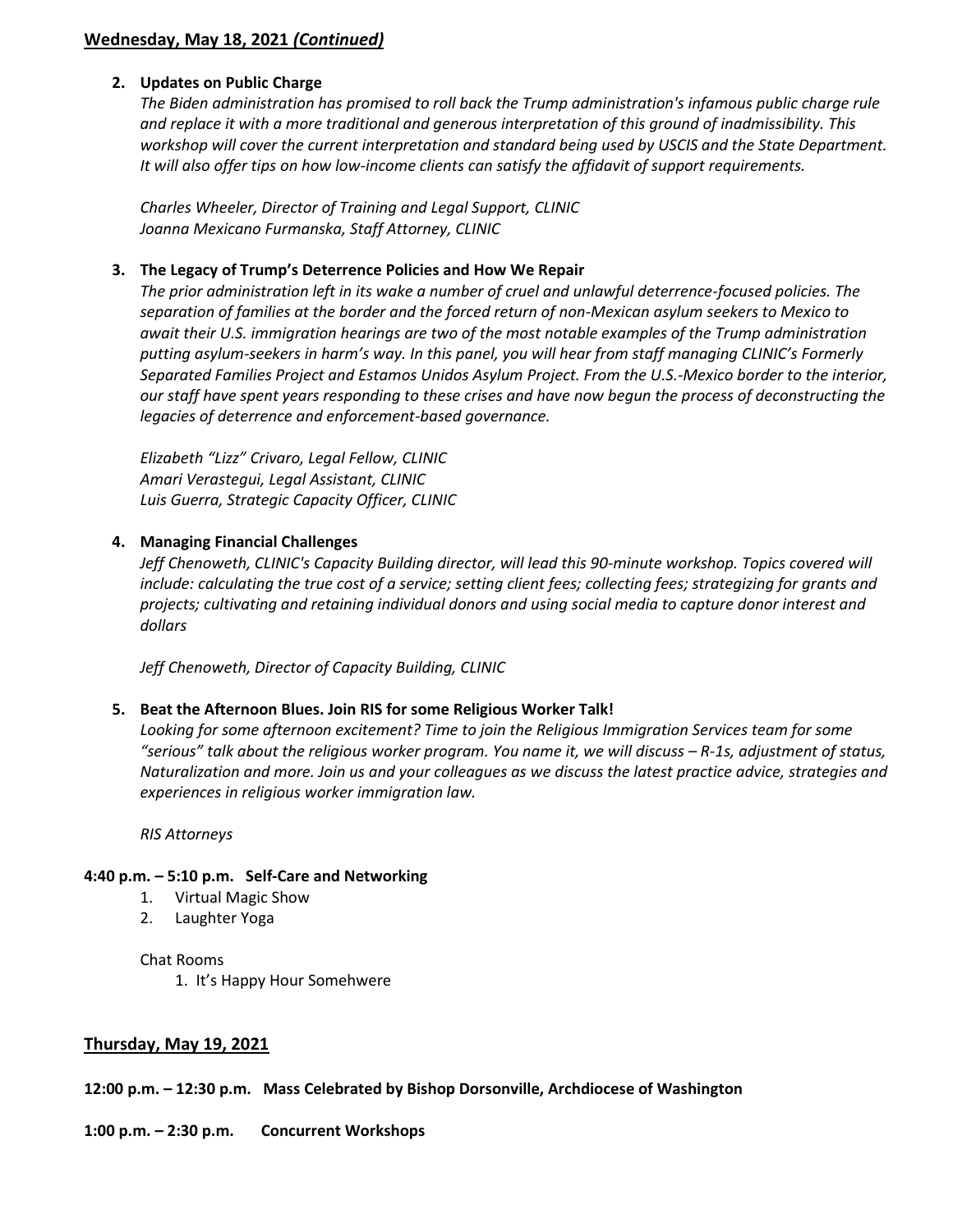**Wednesday, May 18, 2021 *(Continued)***

2. **Updates on Public Charge**

   *The Biden administration has promised to roll back the Trump administration's infamous public charge rule and replace it with a more traditional and generous interpretation of this ground of inadmissibility. This workshop will cover the current interpretation and standard being used by USCIS and the State Department. It will also offer tips on how low-income clients can satisfy the affidavit of support requirements.*

   *Charles Wheeler, Director of Training and Legal Support, CLINIC*
   *Joanna Mexicano Furmanska, Staff Attorney, CLINIC*

3. **The Legacy of Trump's Deterrence Policies and How We Repair**

   *The prior administration left in its wake a number of cruel and unlawful deterrence-focused policies. The separation of families at the border and the forced return of non-Mexican asylum seekers to Mexico to await their U.S. immigration hearings are two of the most notable examples of the Trump administration putting asylum-seekers in harm's way. In this panel, you will hear from staff managing CLINIC's Formerly Separated Families Project and Estamos Unidos Asylum Project. From the U.S.-Mexico border to the interior, our staff have spent years responding to these crises and have now begun the process of deconstructing the legacies of deterrence and enforcement-based governance.*

   *Elizabeth "Lizz" Crivaro, Legal Fellow, CLINIC*
   *Amari Verastegui, Legal Assistant, CLINIC*
   *Luis Guerra, Strategic Capacity Officer, CLINIC*

4. **Managing Financial Challenges**

   *Jeff Chenoweth, CLINIC's Capacity Building director, will lead this 90-minute workshop. Topics covered will include: calculating the true cost of a service; setting client fees; collecting fees; strategizing for grants and projects; cultivating and retaining individual donors and using social media to capture donor interest and dollars*

   *Jeff Chenoweth, Director of Capacity Building, CLINIC*

5. **Beat the Afternoon Blues. Join RIS for some Religious Worker Talk!**

   *Looking for some afternoon excitement? Time to join the Religious Immigration Services team for some "serious" talk about the religious worker program. You name it, we will discuss – R-1s, adjustment of status, Naturalization and more. Join us and your colleagues as we discuss the latest practice advice, strategies and experiences in religious worker immigration law.*

   *RIS Attorneys*

**4:40 p.m. – 5:10 p.m. Self-Care and Networking**

1. Virtual Magic Show
2. Laughter Yoga

Chat Rooms

1. It's Happy Hour Somehwere

**Thursday, May 19, 2021**

**12:00 p.m. – 12:30 p.m. Mass Celebrated by Bishop Dorsonville, Archdiocese of Washington**

**1:00 p.m. – 2:30 p.m. Concurrent Workshops**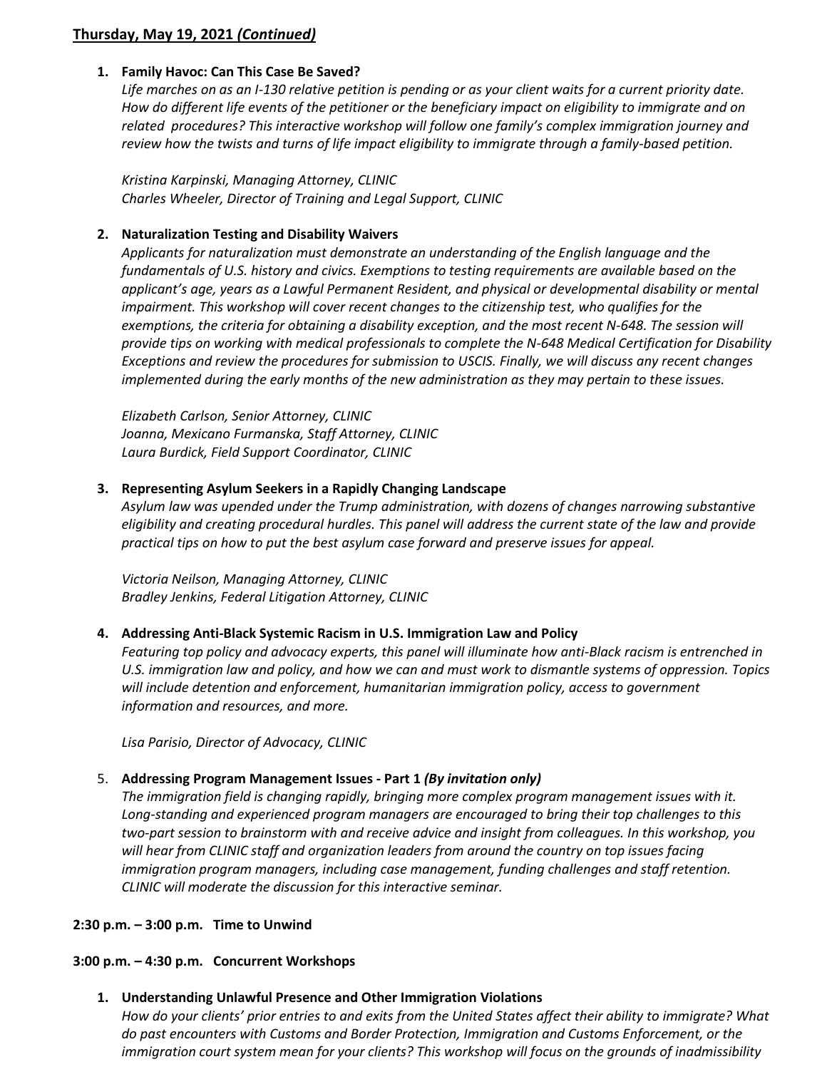**Thursday, May 19, 2021 *(Continued)***

1. **Family Havoc: Can This Case Be Saved?**
   *Life marches on as an I-130 relative petition is pending or as your client waits for a current priority date. How do different life events of the petitioner or the beneficiary impact on eligibility to immigrate and on related procedures? This interactive workshop will follow one family's complex immigration journey and review how the twists and turns of life impact eligibility to immigrate through a family-based petition.*

   *Kristina Karpinski, Managing Attorney, CLINIC*
   *Charles Wheeler, Director of Training and Legal Support, CLINIC*

2. **Naturalization Testing and Disability Waivers**
   *Applicants for naturalization must demonstrate an understanding of the English language and the fundamentals of U.S. history and civics. Exemptions to testing requirements are available based on the applicant's age, years as a Lawful Permanent Resident, and physical or developmental disability or mental impairment. This workshop will cover recent changes to the citizenship test, who qualifies for the exemptions, the criteria for obtaining a disability exception, and the most recent N-648. The session will provide tips on working with medical professionals to complete the N-648 Medical Certification for Disability Exceptions and review the procedures for submission to USCIS. Finally, we will discuss any recent changes implemented during the early months of the new administration as they may pertain to these issues.*

   *Elizabeth Carlson, Senior Attorney, CLINIC*
   *Joanna, Mexicano Furmanska, Staff Attorney, CLINIC*
   *Laura Burdick, Field Support Coordinator, CLINIC*

3. **Representing Asylum Seekers in a Rapidly Changing Landscape**
   *Asylum law was upended under the Trump administration, with dozens of changes narrowing substantive eligibility and creating procedural hurdles. This panel will address the current state of the law and provide practical tips on how to put the best asylum case forward and preserve issues for appeal.*

   *Victoria Neilson, Managing Attorney, CLINIC*
   *Bradley Jenkins, Federal Litigation Attorney, CLINIC*

4. **Addressing Anti-Black Systemic Racism in U.S. Immigration Law and Policy**
   *Featuring top policy and advocacy experts, this panel will illuminate how anti-Black racism is entrenched in U.S. immigration law and policy, and how we can and must work to dismantle systems of oppression. Topics will include detention and enforcement, humanitarian immigration policy, access to government information and resources, and more.*

   *Lisa Parisio, Director of Advocacy, CLINIC*

5. **Addressing Program Management Issues - Part 1 *(By invitation only)***
   *The immigration field is changing rapidly, bringing more complex program management issues with it. Long-standing and experienced program managers are encouraged to bring their top challenges to this two-part session to brainstorm with and receive advice and insight from colleagues. In this workshop, you will hear from CLINIC staff and organization leaders from around the country on top issues facing immigration program managers, including case management, funding challenges and staff retention. CLINIC will moderate the discussion for this interactive seminar.*

**2:30 p.m. – 3:00 p.m. Time to Unwind**

**3:00 p.m. – 4:30 p.m. Concurrent Workshops**

1. **Understanding Unlawful Presence and Other Immigration Violations**
   *How do your clients' prior entries to and exits from the United States affect their ability to immigrate? What do past encounters with Customs and Border Protection, Immigration and Customs Enforcement, or the immigration court system mean for your clients? This workshop will focus on the grounds of inadmissibility*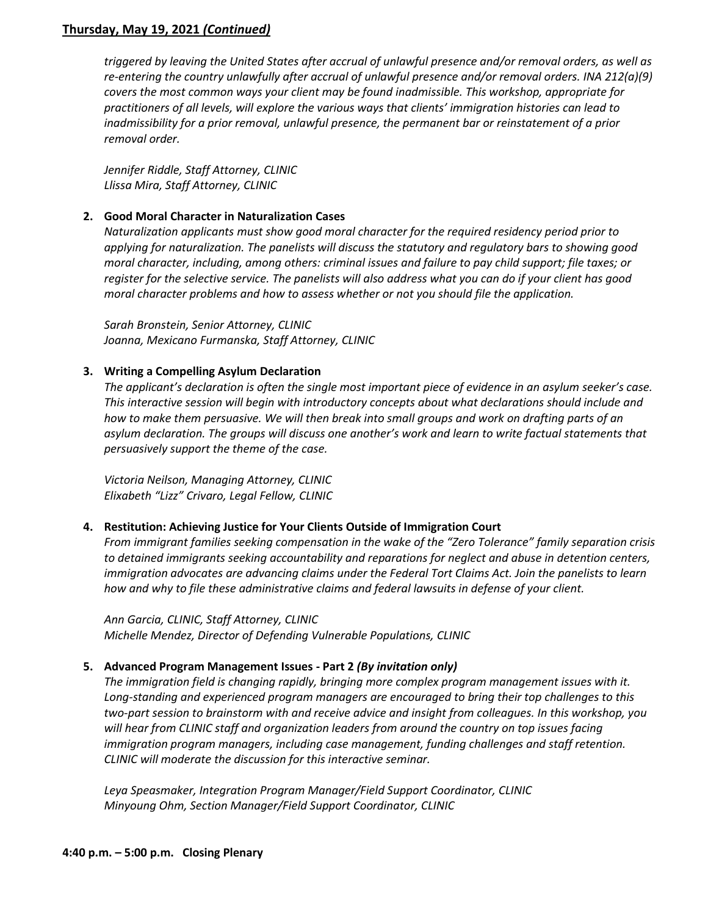## Thursday, May 19, 2021 *(Continued)*

*triggered by leaving the United States after accrual of unlawful presence and/or removal orders, as well as re-entering the country unlawfully after accrual of unlawful presence and/or removal orders. INA 212(a)(9) covers the most common ways your client may be found inadmissible. This workshop, appropriate for practitioners of all levels, will explore the various ways that clients' immigration histories can lead to inadmissibility for a prior removal, unlawful presence, the permanent bar or reinstatement of a prior removal order.*

*Jennifer Riddle, Staff Attorney, CLINIC*
*Llissa Mira, Staff Attorney, CLINIC*

2. **Good Moral Character in Naturalization Cases**
   *Naturalization applicants must show good moral character for the required residency period prior to applying for naturalization. The panelists will discuss the statutory and regulatory bars to showing good moral character, including, among others: criminal issues and failure to pay child support; file taxes; or register for the selective service. The panelists will also address what you can do if your client has good moral character problems and how to assess whether or not you should file the application.*

   *Sarah Bronstein, Senior Attorney, CLINIC*
   *Joanna, Mexicano Furmanska, Staff Attorney, CLINIC*

3. **Writing a Compelling Asylum Declaration**
   *The applicant's declaration is often the single most important piece of evidence in an asylum seeker's case. This interactive session will begin with introductory concepts about what declarations should include and how to make them persuasive. We will then break into small groups and work on drafting parts of an asylum declaration. The groups will discuss one another's work and learn to write factual statements that persuasively support the theme of the case.*

   *Victoria Neilson, Managing Attorney, CLINIC*
   *Elixabeth "Lizz" Crivaro, Legal Fellow, CLINIC*

4. **Restitution: Achieving Justice for Your Clients Outside of Immigration Court**
   *From immigrant families seeking compensation in the wake of the "Zero Tolerance" family separation crisis to detained immigrants seeking accountability and reparations for neglect and abuse in detention centers, immigration advocates are advancing claims under the Federal Tort Claims Act. Join the panelists to learn how and why to file these administrative claims and federal lawsuits in defense of your client.*

   *Ann Garcia, CLINIC, Staff Attorney, CLINIC*
   *Michelle Mendez, Director of Defending Vulnerable Populations, CLINIC*

5. **Advanced Program Management Issues - Part 2** ***(By invitation only)***
   *The immigration field is changing rapidly, bringing more complex program management issues with it. Long-standing and experienced program managers are encouraged to bring their top challenges to this two-part session to brainstorm with and receive advice and insight from colleagues. In this workshop, you will hear from CLINIC staff and organization leaders from around the country on top issues facing immigration program managers, including case management, funding challenges and staff retention. CLINIC will moderate the discussion for this interactive seminar.*

   *Leya Speasmaker, Integration Program Manager/Field Support Coordinator, CLINIC*
   *Minyoung Ohm, Section Manager/Field Support Coordinator, CLINIC*

**4:40 p.m. – 5:00 p.m. Closing Plenary**